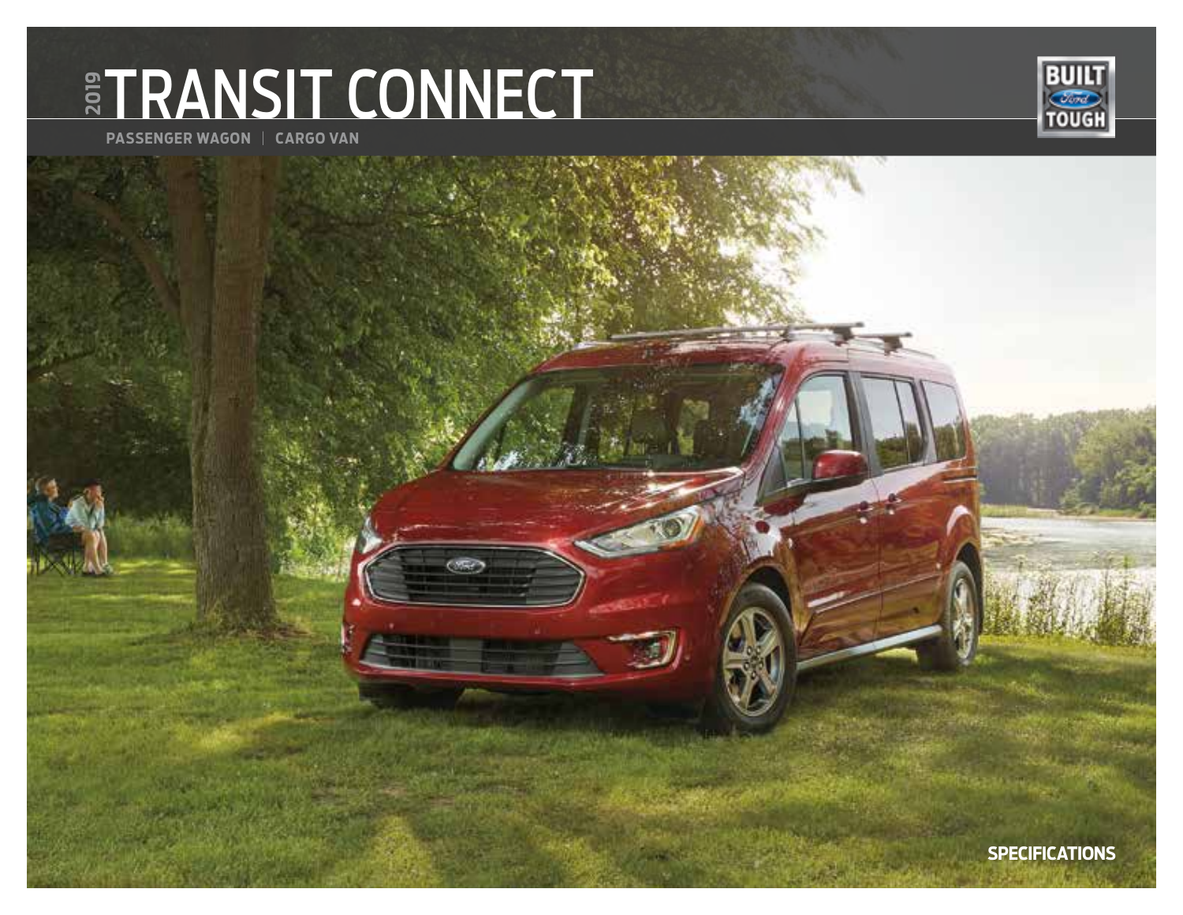# 2019 TRANSIT CONNECT

PASSENGER WAGON | CARGO VAN

BUILT Ford TOUGH

SPECIFICATIONS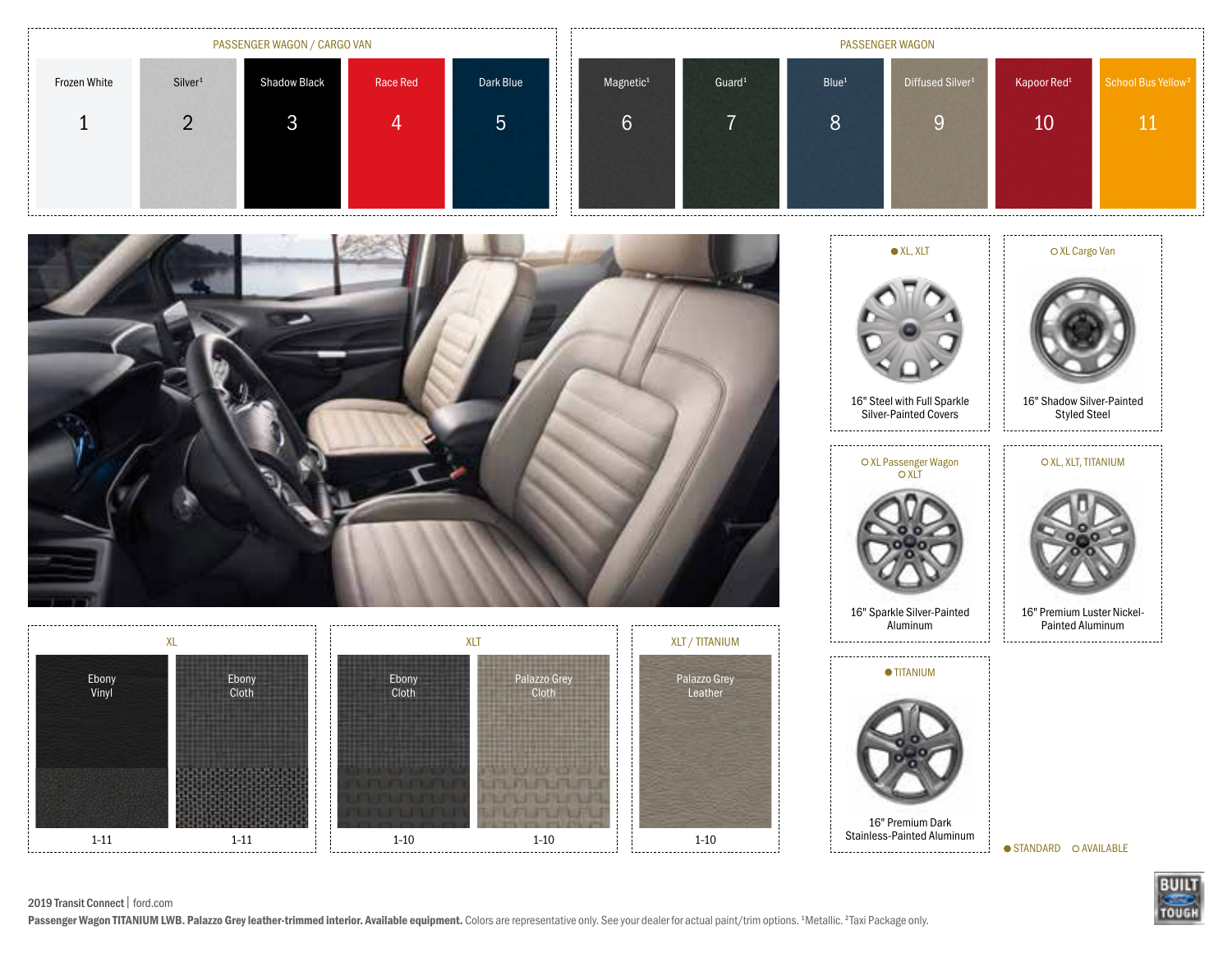## PASSENGER WAGON / CARGO VAN

| Frozen White | Silver[1] | Shadow Black | Race Red | Dark Blue |
|---|---|---|---|---|
| 1 | 2 | 3 | 4 | 5 |

## PASSENGER WAGON

| Magnetic[1] | Guard[1] | Blue[1] | Diffused Silver[1] | Kapoor Red[1] | School Bus Yellow[2] |
|---|---|---|---|---|---|
| 6 | 7 | 8 | 9 | 10 | 11 |

## Wheels

● XL, XLT
16" Steel with Full Sparkle Silver-Painted Covers

○ XL Cargo Van
16" Shadow Silver-Painted Styled Steel

○ XL Passenger Wagon
○ XLT
16" Sparkle Silver-Painted Aluminum

○ XL, XLT, TITANIUM
16" Premium Luster Nickel-Painted Aluminum

● TITANIUM
16" Premium Dark Stainless-Painted Aluminum

● STANDARD ○ AVAILABLE

## Interior

**XL**

| Ebony Vinyl | Ebony Cloth |
|---|---|
| 1-11 | 1-11 |

**XLT**

| Ebony Cloth | Palazzo Grey Cloth |
|---|---|
| 1-10 | 1-10 |

**XLT / TITANIUM**

| Palazzo Grey Leather |
|---|
| 1-10 |

2019 Transit Connect | ford.com

**Passenger Wagon TITANIUM LWB. Palazzo Grey leather-trimmed interior. Available equipment.** Colors are representative only. See your dealer for actual paint/trim options. [1]Metallic. [2]Taxi Package only.

BUILT FORD TOUGH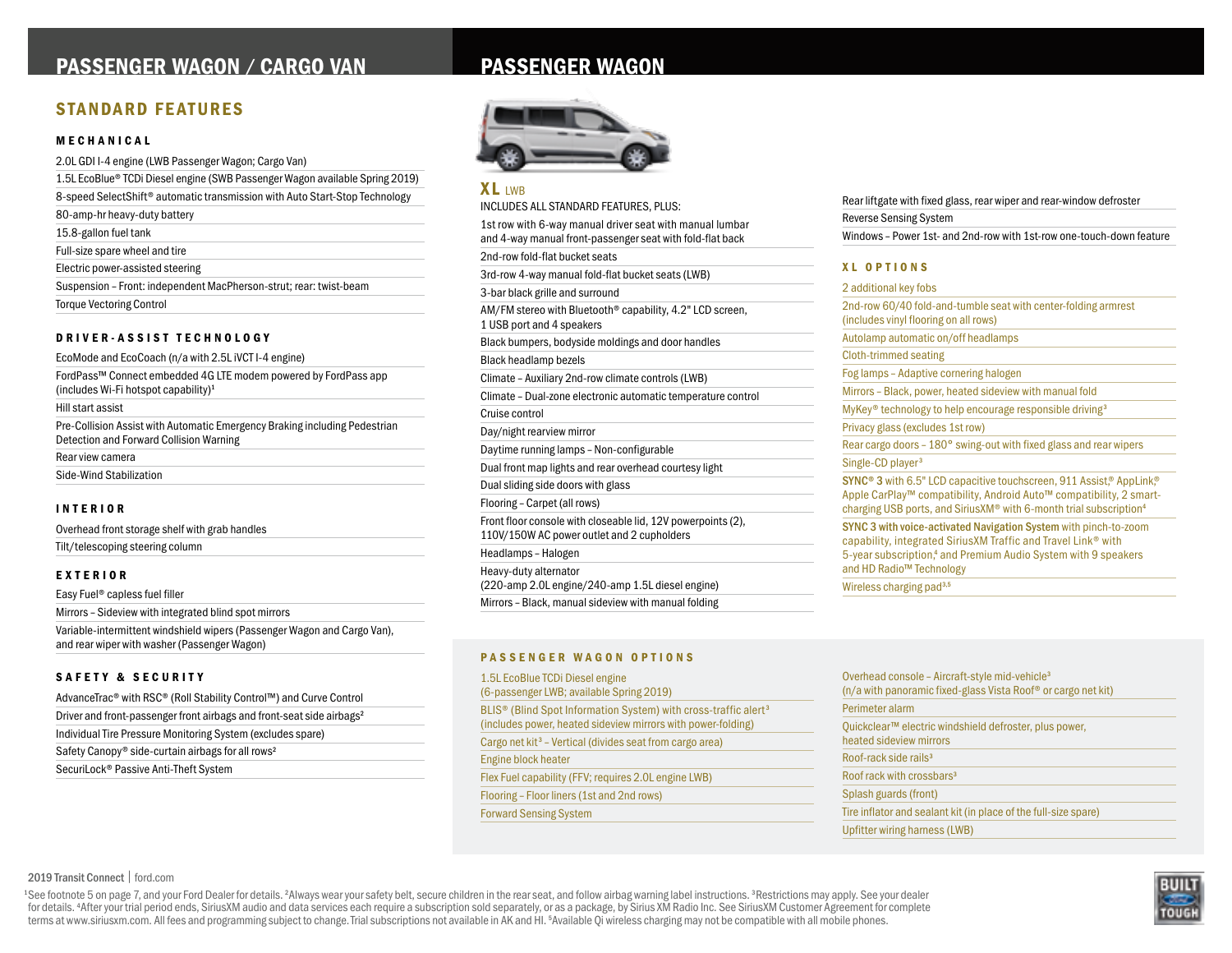# PASSENGER WAGON / CARGO VAN

## STANDARD FEATURES

### MECHANICAL

- 2.0L GDI I-4 engine (LWB Passenger Wagon; Cargo Van)
- 1.5L EcoBlue® TCDi Diesel engine (SWB Passenger Wagon available Spring 2019)
- 8-speed SelectShift® automatic transmission with Auto Start-Stop Technology
- 80-amp-hr heavy-duty battery
- 15.8-gallon fuel tank
- Full-size spare wheel and tire
- Electric power-assisted steering
- Suspension – Front: independent MacPherson-strut; rear: twist-beam
- Torque Vectoring Control

### DRIVER-ASSIST TECHNOLOGY

- EcoMode and EcoCoach (n/a with 2.5L iVCT I-4 engine)
- FordPass™ Connect embedded 4G LTE modem powered by FordPass app (includes Wi-Fi hotspot capability)[1]
- Hill start assist
- Pre-Collision Assist with Automatic Emergency Braking including Pedestrian Detection and Forward Collision Warning
- Rear view camera
- Side-Wind Stabilization

### INTERIOR

- Overhead front storage shelf with grab handles
- Tilt/telescoping steering column

### EXTERIOR

- Easy Fuel® capless fuel filler
- Mirrors – Sideview with integrated blind spot mirrors
- Variable-intermittent windshield wipers (Passenger Wagon and Cargo Van), and rear wiper with washer (Passenger Wagon)

### SAFETY & SECURITY

- AdvanceTrac® with RSC® (Roll Stability Control™) and Curve Control
- Driver and front-passenger front airbags and front-seat side airbags[2]
- Individual Tire Pressure Monitoring System (excludes spare)
- Safety Canopy® side-curtain airbags for all rows[2]
- SecuriLock® Passive Anti-Theft System

# PASSENGER WAGON

## XL LWB

INCLUDES ALL STANDARD FEATURES, PLUS:

- 1st row with 6-way manual driver seat with manual lumbar and 4-way manual front-passenger seat with fold-flat back
- 2nd-row fold-flat bucket seats
- 3rd-row 4-way manual fold-flat bucket seats (LWB)
- 3-bar black grille and surround
- AM/FM stereo with Bluetooth® capability, 4.2" LCD screen, 1 USB port and 4 speakers
- Black bumpers, bodyside moldings and door handles
- Black headlamp bezels
- Climate – Auxiliary 2nd-row climate controls (LWB)
- Climate – Dual-zone electronic automatic temperature control
- Cruise control
- Day/night rearview mirror
- Daytime running lamps – Non-configurable
- Dual front map lights and rear overhead courtesy light
- Dual sliding side doors with glass
- Flooring – Carpet (all rows)
- Front floor console with closeable lid, 12V powerpoints (2), 110V/150W AC power outlet and 2 cupholders
- Headlamps – Halogen
- Heavy-duty alternator (220-amp 2.0L engine/240-amp 1.5L diesel engine)
- Mirrors – Black, manual sideview with manual folding
- Rear liftgate with fixed glass, rear wiper and rear-window defroster
- Reverse Sensing System
- Windows – Power 1st- and 2nd-row with 1st-row one-touch-down feature

### XL OPTIONS

- 2 additional key fobs
- 2nd-row 60/40 fold-and-tumble seat with center-folding armrest (includes vinyl flooring on all rows)
- Autolamp automatic on/off headlamps
- Cloth-trimmed seating
- Fog lamps – Adaptive cornering halogen
- Mirrors – Black, power, heated sideview with manual fold
- MyKey® technology to help encourage responsible driving[3]
- Privacy glass (excludes 1st row)
- Rear cargo doors – 180° swing-out with fixed glass and rear wipers
- Single-CD player[3]
- **SYNC® 3** with 6.5" LCD capacitive touchscreen, 911 Assist®, AppLink®, Apple CarPlay™ compatibility, Android Auto™ compatibility, 2 smart-charging USB ports, and SiriusXM® with 6-month trial subscription[4]
- **SYNC 3 with voice-activated Navigation System** with pinch-to-zoom capability, integrated SiriusXM Traffic and Travel Link® with 5-year subscription,[4] and Premium Audio System with 9 speakers and HD Radio™ Technology
- Wireless charging pad[3,5]

### PASSENGER WAGON OPTIONS

- 1.5L EcoBlue TCDi Diesel engine (6-passenger LWB; available Spring 2019)
- BLIS® (Blind Spot Information System) with cross-traffic alert[3] (includes power, heated sideview mirrors with power-folding)
- Cargo net kit[3] – Vertical (divides seat from cargo area)
- Engine block heater
- Flex Fuel capability (FFV; requires 2.0L engine LWB)
- Flooring – Floor liners (1st and 2nd rows)
- Forward Sensing System
- Overhead console – Aircraft-style mid-vehicle[3] (n/a with panoramic fixed-glass Vista Roof® or cargo net kit)
- Perimeter alarm
- Quickclear™ electric windshield defroster, plus power, heated sideview mirrors
- Roof-rack side rails[3]
- Roof rack with crossbars[3]
- Splash guards (front)
- Tire inflator and sealant kit (in place of the full-size spare)
- Upfitter wiring harness (LWB)

2019 Transit Connect | ford.com

[1]See footnote 5 on page 7, and your Ford Dealer for details. [2]Always wear your safety belt, secure children in the rear seat, and follow airbag warning label instructions. [3]Restrictions may apply. See your dealer for details. [4]After your trial period ends, SiriusXM audio and data services each require a subscription sold separately, or as a package, by Sirius XM Radio Inc. See SiriusXM Customer Agreement for complete terms at www.siriusxm.com. All fees and programming subject to change. Trial subscriptions not available in AK and HI. [5]Available Qi wireless charging may not be compatible with all mobile phones.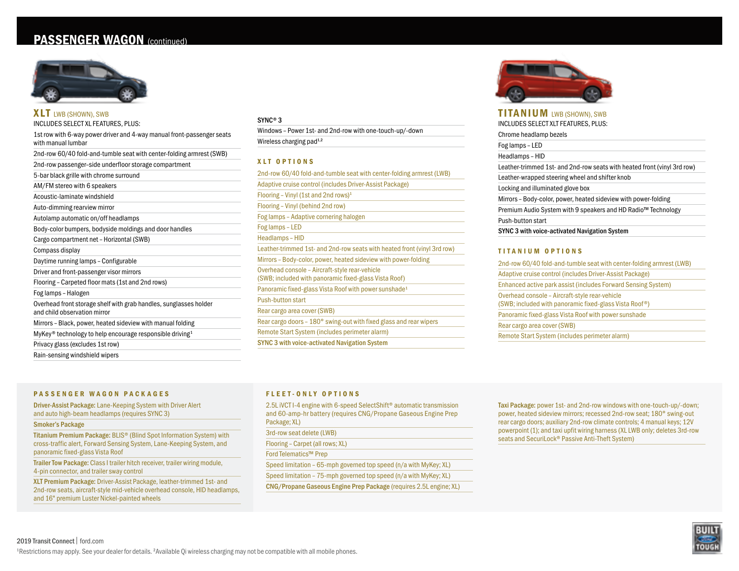# PASSENGER WAGON (continued)

## XLT LWB (SHOWN), SWB

INCLUDES SELECT XL FEATURES, PLUS:

- 1st row with 6-way power driver and 4-way manual front-passenger seats with manual lumbar
- 2nd-row 60/40 fold-and-tumble seat with center-folding armrest (SWB)
- 2nd-row passenger-side underfloor storage compartment
- 5-bar black grille with chrome surround
- AM/FM stereo with 6 speakers
- Acoustic-laminate windshield
- Auto-dimming rearview mirror
- Autolamp automatic on/off headlamps
- Body-color bumpers, bodyside moldings and door handles
- Cargo compartment net – Horizontal (SWB)
- Compass display
- Daytime running lamps – Configurable
- Driver and front-passenger visor mirrors
- Flooring – Carpeted floor mats (1st and 2nd rows)
- Fog lamps – Halogen
- Overhead front storage shelf with grab handles, sunglasses holder and child observation mirror
- Mirrors – Black, power, heated sideview with manual folding
- MyKey® technology to help encourage responsible driving[1]
- Privacy glass (excludes 1st row)
- Rain-sensing windshield wipers
- SYNC® 3
- Windows – Power 1st- and 2nd-row with one-touch-up/-down
- Wireless charging pad[1,2]

### XLT OPTIONS

- 2nd-row 60/40 fold-and-tumble seat with center-folding armrest (LWB)
- Adaptive cruise control (includes Driver-Assist Package)
- Flooring – Vinyl (1st and 2nd rows)[1]
- Flooring – Vinyl (behind 2nd row)
- Fog lamps – Adaptive cornering halogen
- Fog lamps – LED
- Headlamps – HID
- Leather-trimmed 1st- and 2nd-row seats with heated front (vinyl 3rd row)
- Mirrors – Body-color, power, heated sideview with power-folding
- Overhead console – Aircraft-style rear-vehicle (SWB; included with panoramic fixed-glass Vista Roof)
- Panoramic fixed-glass Vista Roof with power sunshade[1]
- Push-button start
- Rear cargo area cover (SWB)
- Rear cargo doors – 180° swing-out with fixed glass and rear wipers
- Remote Start System (includes perimeter alarm)
- **SYNC 3 with voice-activated Navigation System**

## TITANIUM LWB (SHOWN), SWB

INCLUDES SELECT XLT FEATURES, PLUS:

- Chrome headlamp bezels
- Fog lamps – LED
- Headlamps – HID
- Leather-trimmed 1st- and 2nd-row seats with heated front (vinyl 3rd row)
- Leather-wrapped steering wheel and shifter knob
- Locking and illuminated glove box
- Mirrors – Body-color, power, heated sideview with power-folding
- Premium Audio System with 9 speakers and HD Radio™ Technology
- Push-button start
- **SYNC 3 with voice-activated Navigation System**

### TITANIUM OPTIONS

- 2nd-row 60/40 fold-and-tumble seat with center-folding armrest (LWB)
- Adaptive cruise control (includes Driver-Assist Package)
- Enhanced active park assist (includes Forward Sensing System)
- Overhead console – Aircraft-style rear-vehicle (SWB; included with panoramic fixed-glass Vista Roof®)
- Panoramic fixed-glass Vista Roof with power sunshade
- Rear cargo area cover (SWB)
- Remote Start System (includes perimeter alarm)

### PASSENGER WAGON PACKAGES

- **Driver-Assist Package:** Lane-Keeping System with Driver Alert and auto high-beam headlamps (requires SYNC 3)
- **Smoker's Package**
- **Titanium Premium Package:** BLIS® (Blind Spot Information System) with cross-traffic alert, Forward Sensing System, Lane-Keeping System, and panoramic fixed-glass Vista Roof
- **Trailer Tow Package:** Class I trailer hitch receiver, trailer wiring module, 4-pin connector, and trailer sway control
- **XLT Premium Package:** Driver-Assist Package, leather-trimmed 1st- and 2nd-row seats, aircraft-style mid-vehicle overhead console, HID headlamps, and 16" premium Luster Nickel-painted wheels

### FLEET-ONLY OPTIONS

- 2.5L iVCT I-4 engine with 6-speed SelectShift® automatic transmission and 60-amp-hr battery (requires CNG/Propane Gaseous Engine Prep Package; XL)
- 3rd-row seat delete (LWB)
- Flooring – Carpet (all rows; XL)
- Ford Telematics™ Prep
- Speed limitation – 65-mph governed top speed (n/a with MyKey; XL)
- Speed limitation – 75-mph governed top speed (n/a with MyKey; XL)
- **CNG/Propane Gaseous Engine Prep Package** (requires 2.5L engine; XL)
- **Taxi Package:** power 1st- and 2nd-row windows with one-touch-up/-down; power, heated sideview mirrors; recessed 2nd-row seat; 180° swing-out rear cargo doors; auxiliary 2nd-row climate controls; 4 manual keys; 12V powerpoint (1); and taxi upfit wiring harness (XL LWB only; deletes 3rd-row seats and SecuriLock® Passive Anti-Theft System)

[1]Restrictions may apply. See your dealer for details. [2]Available Qi wireless charging may not be compatible with all mobile phones.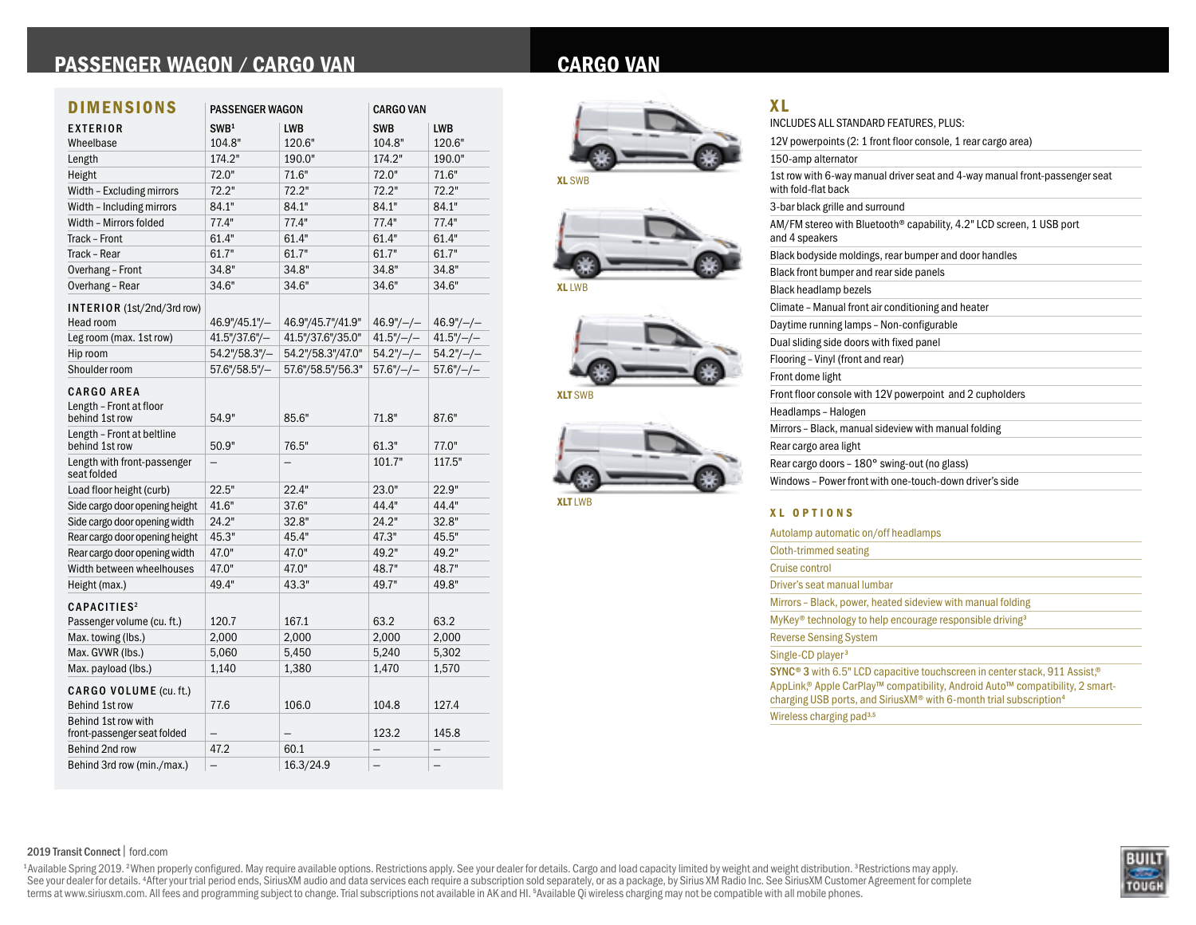## PASSENGER WAGON / CARGO VAN

| DIMENSIONS | PASSENGER WAGON | | CARGO VAN | |
|---|---|---|---|---|
| **EXTERIOR** | SWB[1] | LWB | SWB | LWB |
| Wheelbase | 104.8" | 120.6" | 104.8" | 120.6" |
| Length | 174.2" | 190.0" | 174.2" | 190.0" |
| Height | 72.0" | 71.6" | 72.0" | 71.6" |
| Width – Excluding mirrors | 72.2" | 72.2" | 72.2" | 72.2" |
| Width – Including mirrors | 84.1" | 84.1" | 84.1" | 84.1" |
| Width – Mirrors folded | 77.4" | 77.4" | 77.4" | 77.4" |
| Track – Front | 61.4" | 61.4" | 61.4" | 61.4" |
| Track – Rear | 61.7" | 61.7" | 61.7" | 61.7" |
| Overhang – Front | 34.8" | 34.8" | 34.8" | 34.8" |
| Overhang – Rear | 34.6" | 34.6" | 34.6" | 34.6" |
| **INTERIOR** (1st/2nd/3rd row) | | | | |
| Head room | 46.9"/45.1"/– | 46.9"/45.7"/41.9" | 46.9"/–/– | 46.9"/–/– |
| Leg room (max. 1st row) | 41.5"/37.6"/– | 41.5"/37.6"/35.0" | 41.5"/–/– | 41.5"/–/– |
| Hip room | 54.2"/58.3"/– | 54.2"/58.3"/47.0" | 54.2"/–/– | 54.2"/–/– |
| Shoulder room | 57.6"/58.5"/– | 57.6"/58.5"/56.3" | 57.6"/–/– | 57.6"/–/– |
| **CARGO AREA** | | | | |
| Length – Front at floor behind 1st row | 54.9" | 85.6" | 71.8" | 87.6" |
| Length – Front at beltline behind 1st row | 50.9" | 76.5" | 61.3" | 77.0" |
| Length with front-passenger seat folded | – | – | 101.7" | 117.5" |
| Load floor height (curb) | 22.5" | 22.4" | 23.0" | 22.9" |
| Side cargo door opening height | 41.6" | 37.6" | 44.4" | 44.4" |
| Side cargo door opening width | 24.2" | 32.8" | 24.2" | 32.8" |
| Rear cargo door opening height | 45.3" | 45.4" | 47.3" | 45.5" |
| Rear cargo door opening width | 47.0" | 47.0" | 49.2" | 49.2" |
| Width between wheelhouses | 47.0" | 47.0" | 48.7" | 48.7" |
| Height (max.) | 49.4" | 43.3" | 49.7" | 49.8" |
| **CAPACITIES**[2] | | | | |
| Passenger volume (cu. ft.) | 120.7 | 167.1 | 63.2 | 63.2 |
| Max. towing (lbs.) | 2,000 | 2,000 | 2,000 | 2,000 |
| Max. GVWR (lbs.) | 5,060 | 5,450 | 5,240 | 5,302 |
| Max. payload (lbs.) | 1,140 | 1,380 | 1,470 | 1,570 |
| **CARGO VOLUME** (cu. ft.) | | | | |
| Behind 1st row | 77.6 | 106.0 | 104.8 | 127.4 |
| Behind 1st row with front-passenger seat folded | – | – | 123.2 | 145.8 |
| Behind 2nd row | 47.2 | 60.1 | – | – |
| Behind 3rd row (min./max.) | – | 16.3/24.9 | – | – |

## CARGO VAN

**XL** SWB

**XL** LWB

**XLT** SWB

**XLT** LWB

### XL

INCLUDES ALL STANDARD FEATURES, PLUS:

- 12V powerpoints (2: 1 front floor console, 1 rear cargo area)
- 150-amp alternator
- 1st row with 6-way manual driver seat and 4-way manual front-passenger seat with fold-flat back
- 3-bar black grille and surround
- AM/FM stereo with Bluetooth® capability, 4.2" LCD screen, 1 USB port and 4 speakers
- Black bodyside moldings, rear bumper and door handles
- Black front bumper and rear side panels
- Black headlamp bezels
- Climate – Manual front air conditioning and heater
- Daytime running lamps – Non-configurable
- Dual sliding side doors with fixed panel
- Flooring – Vinyl (front and rear)
- Front dome light
- Front floor console with 12V powerpoint and 2 cupholders
- Headlamps – Halogen
- Mirrors – Black, manual sideview with manual folding
- Rear cargo area light
- Rear cargo doors – 180° swing-out (no glass)
- Windows – Power front with one-touch-down driver's side

### XL OPTIONS

- Autolamp automatic on/off headlamps
- Cloth-trimmed seating
- Cruise control
- Driver's seat manual lumbar
- Mirrors – Black, power, heated sideview with manual folding
- MyKey® technology to help encourage responsible driving[3]
- Reverse Sensing System
- Single-CD player[3]
- SYNC® 3 with 6.5" LCD capacitive touchscreen in center stack, 911 Assist,® AppLink,® Apple CarPlay™ compatibility, Android Auto™ compatibility, 2 smart-charging USB ports, and SiriusXM® with 6-month trial subscription[4]
- Wireless charging pad[3,5]

[1]Available Spring 2019. [2]When properly configured. May require available options. Restrictions apply. See your dealer for details. Cargo and load capacity limited by weight and weight distribution. [3]Restrictions may apply. See your dealer for details. [4]After your trial period ends, SiriusXM audio and data services each require a subscription sold separately, or as a package, by Sirius XM Radio Inc. See SiriusXM Customer Agreement for complete terms at www.siriusxm.com. All fees and programming subject to change. Trial subscriptions not available in AK and HI. [5]Available Qi wireless charging may not be compatible with all mobile phones.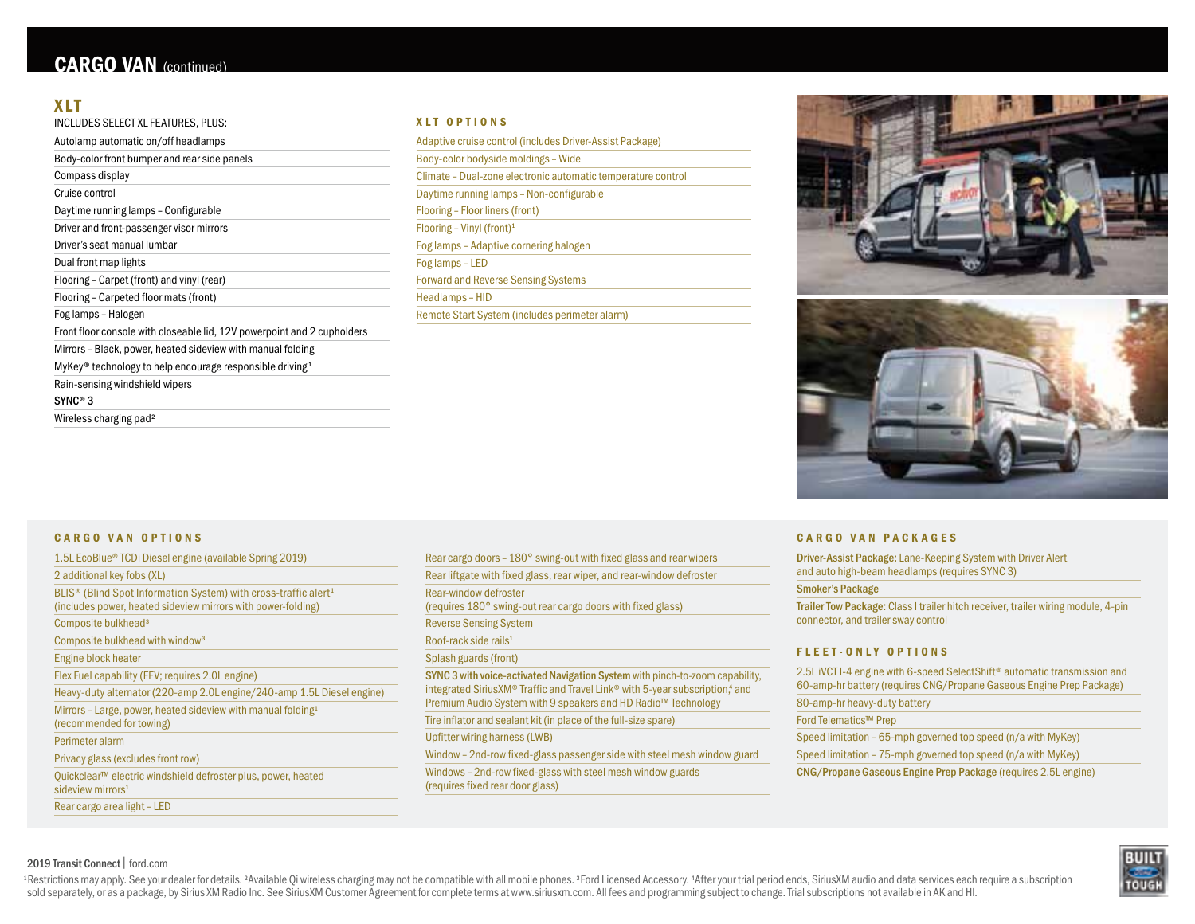# CARGO VAN (continued)

## XLT

INCLUDES SELECT XL FEATURES, PLUS:

- Autolamp automatic on/off headlamps
- Body-color front bumper and rear side panels
- Compass display
- Cruise control
- Daytime running lamps – Configurable
- Driver and front-passenger visor mirrors
- Driver's seat manual lumbar
- Dual front map lights
- Flooring – Carpet (front) and vinyl (rear)
- Flooring – Carpeted floor mats (front)
- Fog lamps – Halogen
- Front floor console with closeable lid, 12V powerpoint and 2 cupholders
- Mirrors – Black, power, heated sideview with manual folding
- MyKey® technology to help encourage responsible driving[1]
- Rain-sensing windshield wipers
- SYNC® 3
- Wireless charging pad[2]

### XLT OPTIONS

- Adaptive cruise control (includes Driver-Assist Package)
- Body-color bodyside moldings – Wide
- Climate – Dual-zone electronic automatic temperature control
- Daytime running lamps – Non-configurable
- Flooring – Floor liners (front)
- Flooring – Vinyl (front)[1]
- Fog lamps – Adaptive cornering halogen
- Fog lamps – LED
- Forward and Reverse Sensing Systems
- Headlamps – HID
- Remote Start System (includes perimeter alarm)

### CARGO VAN OPTIONS

- 1.5L EcoBlue® TCDi Diesel engine (available Spring 2019)
- 2 additional key fobs (XL)
- BLIS® (Blind Spot Information System) with cross-traffic alert[1] (includes power, heated sideview mirrors with power-folding)
- Composite bulkhead[3]
- Composite bulkhead with window[3]
- Engine block heater
- Flex Fuel capability (FFV; requires 2.0L engine)
- Heavy-duty alternator (220-amp 2.0L engine/240-amp 1.5L Diesel engine)
- Mirrors – Large, power, heated sideview with manual folding[1] (recommended for towing)
- Perimeter alarm
- Privacy glass (excludes front row)
- Quickclear™ electric windshield defroster plus, power, heated sideview mirrors[1]
- Rear cargo area light – LED
- Rear cargo doors – 180° swing-out with fixed glass and rear wipers
- Rear liftgate with fixed glass, rear wiper, and rear-window defroster
- Rear-window defroster (requires 180° swing-out rear cargo doors with fixed glass)
- Reverse Sensing System
- Roof-rack side rails[1]
- Splash guards (front)
- **SYNC 3 with voice-activated Navigation System** with pinch-to-zoom capability, integrated SiriusXM® Traffic and Travel Link® with 5-year subscription,[4] and Premium Audio System with 9 speakers and HD Radio™ Technology
- Tire inflator and sealant kit (in place of the full-size spare)
- Upfitter wiring harness (LWB)
- Window – 2nd-row fixed-glass passenger side with steel mesh window guard
- Windows – 2nd-row fixed-glass with steel mesh window guards (requires fixed rear door glass)

### CARGO VAN PACKAGES

- **Driver-Assist Package:** Lane-Keeping System with Driver Alert and auto high-beam headlamps (requires SYNC 3)
- **Smoker's Package**
- **Trailer Tow Package:** Class I trailer hitch receiver, trailer wiring module, 4-pin connector, and trailer sway control

### FLEET-ONLY OPTIONS

- 2.5L iVCT I-4 engine with 6-speed SelectShift® automatic transmission and 60-amp-hr battery (requires CNG/Propane Gaseous Engine Prep Package)
- 80-amp-hr heavy-duty battery
- Ford Telematics™ Prep
- Speed limitation – 65-mph governed top speed (n/a with MyKey)
- Speed limitation – 75-mph governed top speed (n/a with MyKey)
- **CNG/Propane Gaseous Engine Prep Package** (requires 2.5L engine)

[1]Restrictions may apply. See your dealer for details. [2]Available Qi wireless charging may not be compatible with all mobile phones. [3]Ford Licensed Accessory. [4]After your trial period ends, SiriusXM audio and data services each require a subscription sold separately, or as a package, by Sirius XM Radio Inc. See SiriusXM Customer Agreement for complete terms at www.siriusxm.com. All fees and programming subject to change. Trial subscriptions not available in AK and HI.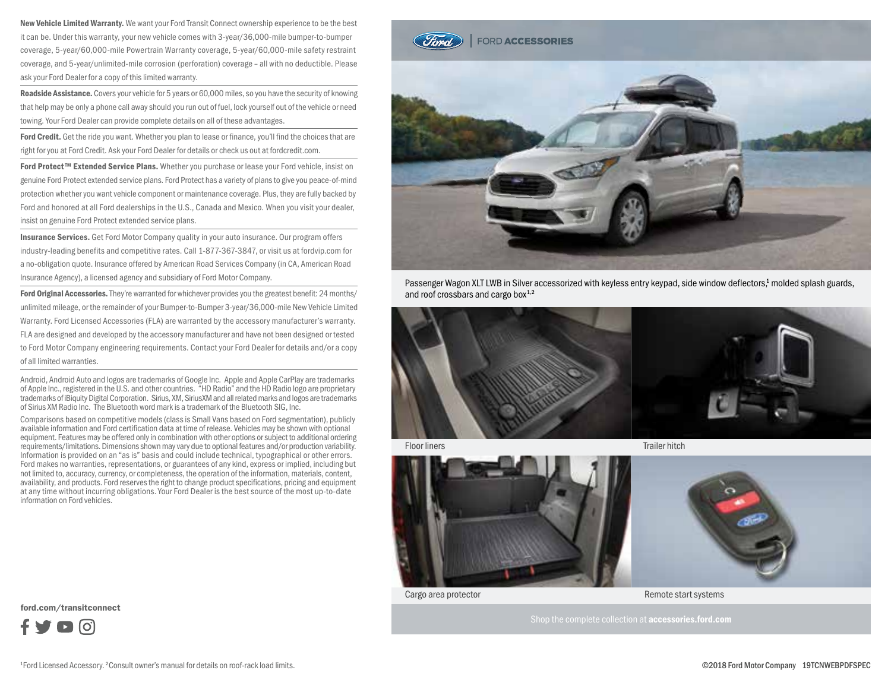**New Vehicle Limited Warranty.** We want your Ford Transit Connect ownership experience to be the best it can be. Under this warranty, your new vehicle comes with 3-year/36,000-mile bumper-to-bumper coverage, 5-year/60,000-mile Powertrain Warranty coverage, 5-year/60,000-mile safety restraint coverage, and 5-year/unlimited-mile corrosion (perforation) coverage – all with no deductible. Please ask your Ford Dealer for a copy of this limited warranty.

**Roadside Assistance.** Covers your vehicle for 5 years or 60,000 miles, so you have the security of knowing that help may be only a phone call away should you run out of fuel, lock yourself out of the vehicle or need towing. Your Ford Dealer can provide complete details on all of these advantages.

**Ford Credit.** Get the ride you want. Whether you plan to lease or finance, you'll find the choices that are right for you at Ford Credit. Ask your Ford Dealer for details or check us out at fordcredit.com.

**Ford Protect™ Extended Service Plans.** Whether you purchase or lease your Ford vehicle, insist on genuine Ford Protect extended service plans. Ford Protect has a variety of plans to give you peace-of-mind protection whether you want vehicle component or maintenance coverage. Plus, they are fully backed by Ford and honored at all Ford dealerships in the U.S., Canada and Mexico. When you visit your dealer, insist on genuine Ford Protect extended service plans.

**Insurance Services.** Get Ford Motor Company quality in your auto insurance. Our program offers industry-leading benefits and competitive rates. Call 1-877-367-3847, or visit us at fordvip.com for a no-obligation quote. Insurance offered by American Road Services Company (in CA, American Road Insurance Agency), a licensed agency and subsidiary of Ford Motor Company.

**Ford Original Accessories.** They're warranted for whichever provides you the greatest benefit: 24 months/unlimited mileage, or the remainder of your Bumper-to-Bumper 3-year/36,000-mile New Vehicle Limited Warranty. Ford Licensed Accessories (FLA) are warranted by the accessory manufacturer's warranty. FLA are designed and developed by the accessory manufacturer and have not been designed or tested to Ford Motor Company engineering requirements. Contact your Ford Dealer for details and/or a copy of all limited warranties.

Android, Android Auto and logos are trademarks of Google Inc. Apple and Apple CarPlay are trademarks of Apple Inc., registered in the U.S. and other countries. "HD Radio" and the HD Radio logo are proprietary trademarks of iBiquity Digital Corporation. Sirius, XM, SiriusXM and all related marks and logos are trademarks of Sirius XM Radio Inc. The Bluetooth word mark is a trademark of the Bluetooth SIG, Inc.

Comparisons based on competitive models (class is Small Vans based on Ford segmentation), publicly available information and Ford certification data at time of release. Vehicles may be shown with optional equipment. Features may be offered only in combination with other options or subject to additional ordering requirements/limitations. Dimensions shown may vary due to optional features and/or production variability. Information is provided on an "as is" basis and could include technical, typographical or other errors. Ford makes no warranties, representations, or guarantees of any kind, express or implied, including but not limited to, accuracy, currency, or completeness, the operation of the information, materials, content, availability, and products. Ford reserves the right to change product specifications, pricing and equipment at any time without incurring obligations. Your Ford Dealer is the best source of the most up-to-date information on Ford vehicles.

**ford.com/transitconnect**

FORD **ACCESSORIES**

Passenger Wagon XLT LWB in Silver accessorized with keyless entry keypad, side window deflectors,[1] molded splash guards, and roof crossbars and cargo box[1,2]

Floor liners

Trailer hitch

Cargo area protector

Remote start systems

Shop the complete collection at **accessories.ford.com**

[1]Ford Licensed Accessory. [2]Consult owner's manual for details on roof-rack load limits.

©2018 Ford Motor Company 19TCNWEBPDFSPEC